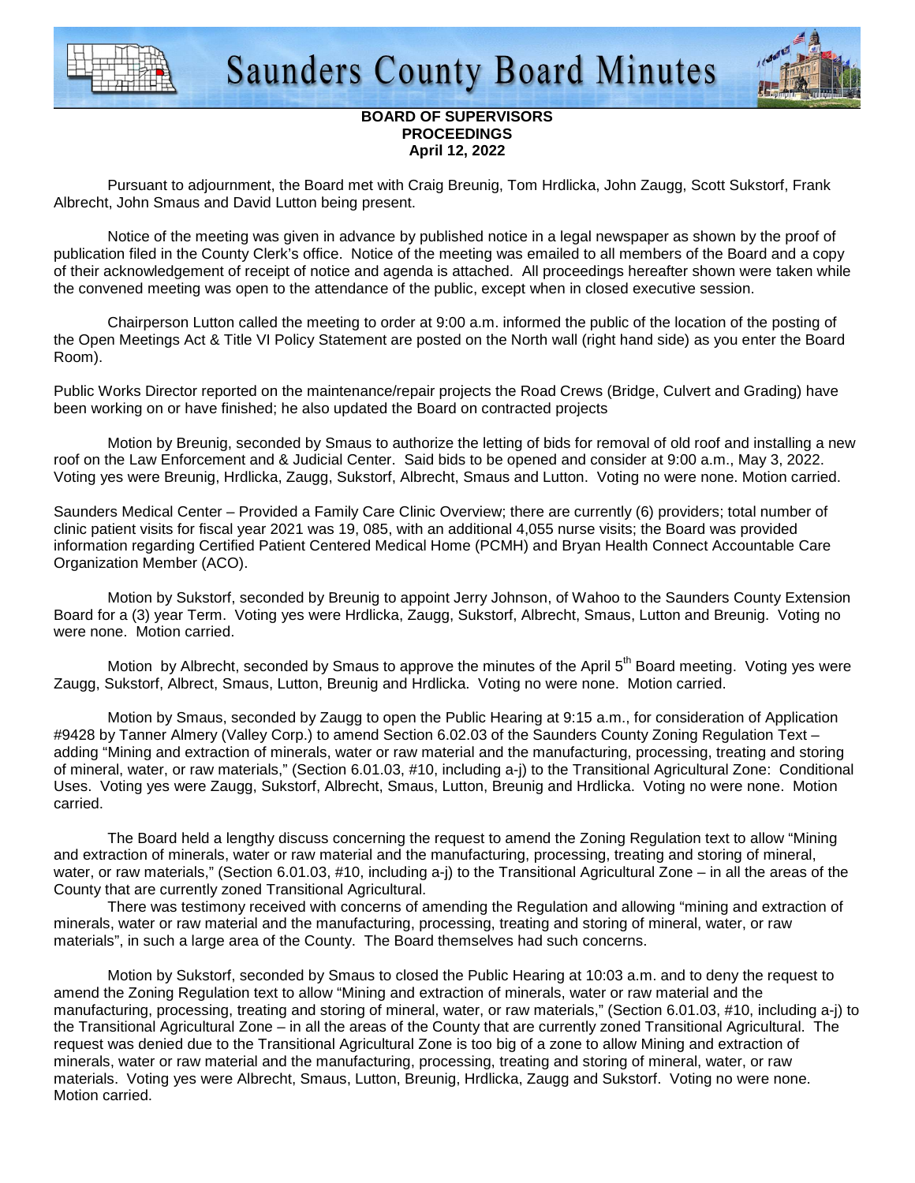# Saunders County Board Minutes

**BOARD OF SUPERVISORS**
**PROCEEDINGS**
**April 12, 2022**

Pursuant to adjournment, the Board met with Craig Breunig, Tom Hrdlicka, John Zaugg, Scott Sukstorf, Frank Albrecht, John Smaus and David Lutton being present.

Notice of the meeting was given in advance by published notice in a legal newspaper as shown by the proof of publication filed in the County Clerk's office. Notice of the meeting was emailed to all members of the Board and a copy of their acknowledgement of receipt of notice and agenda is attached. All proceedings hereafter shown were taken while the convened meeting was open to the attendance of the public, except when in closed executive session.

Chairperson Lutton called the meeting to order at 9:00 a.m. informed the public of the location of the posting of the Open Meetings Act & Title VI Policy Statement are posted on the North wall (right hand side) as you enter the Board Room).

Public Works Director reported on the maintenance/repair projects the Road Crews (Bridge, Culvert and Grading) have been working on or have finished; he also updated the Board on contracted projects

Motion by Breunig, seconded by Smaus to authorize the letting of bids for removal of old roof and installing a new roof on the Law Enforcement and & Judicial Center. Said bids to be opened and consider at 9:00 a.m., May 3, 2022. Voting yes were Breunig, Hrdlicka, Zaugg, Sukstorf, Albrecht, Smaus and Lutton. Voting no were none. Motion carried.

Saunders Medical Center – Provided a Family Care Clinic Overview; there are currently (6) providers; total number of clinic patient visits for fiscal year 2021 was 19, 085, with an additional 4,055 nurse visits; the Board was provided information regarding Certified Patient Centered Medical Home (PCMH) and Bryan Health Connect Accountable Care Organization Member (ACO).

Motion by Sukstorf, seconded by Breunig to appoint Jerry Johnson, of Wahoo to the Saunders County Extension Board for a (3) year Term. Voting yes were Hrdlicka, Zaugg, Sukstorf, Albrecht, Smaus, Lutton and Breunig. Voting no were none. Motion carried.

Motion by Albrecht, seconded by Smaus to approve the minutes of the April 5th Board meeting. Voting yes were Zaugg, Sukstorf, Albrect, Smaus, Lutton, Breunig and Hrdlicka. Voting no were none. Motion carried.

Motion by Smaus, seconded by Zaugg to open the Public Hearing at 9:15 a.m., for consideration of Application #9428 by Tanner Almery (Valley Corp.) to amend Section 6.02.03 of the Saunders County Zoning Regulation Text – adding "Mining and extraction of minerals, water or raw material and the manufacturing, processing, treating and storing of mineral, water, or raw materials," (Section 6.01.03, #10, including a-j) to the Transitional Agricultural Zone: Conditional Uses. Voting yes were Zaugg, Sukstorf, Albrecht, Smaus, Lutton, Breunig and Hrdlicka. Voting no were none. Motion carried.

The Board held a lengthy discuss concerning the request to amend the Zoning Regulation text to allow "Mining and extraction of minerals, water or raw material and the manufacturing, processing, treating and storing of mineral, water, or raw materials," (Section 6.01.03, #10, including a-j) to the Transitional Agricultural Zone – in all the areas of the County that are currently zoned Transitional Agricultural.

There was testimony received with concerns of amending the Regulation and allowing "mining and extraction of minerals, water or raw material and the manufacturing, processing, treating and storing of mineral, water, or raw materials", in such a large area of the County. The Board themselves had such concerns.

Motion by Sukstorf, seconded by Smaus to closed the Public Hearing at 10:03 a.m. and to deny the request to amend the Zoning Regulation text to allow "Mining and extraction of minerals, water or raw material and the manufacturing, processing, treating and storing of mineral, water, or raw materials," (Section 6.01.03, #10, including a-j) to the Transitional Agricultural Zone – in all the areas of the County that are currently zoned Transitional Agricultural. The request was denied due to the Transitional Agricultural Zone is too big of a zone to allow Mining and extraction of minerals, water or raw material and the manufacturing, processing, treating and storing of mineral, water, or raw materials. Voting yes were Albrecht, Smaus, Lutton, Breunig, Hrdlicka, Zaugg and Sukstorf. Voting no were none. Motion carried.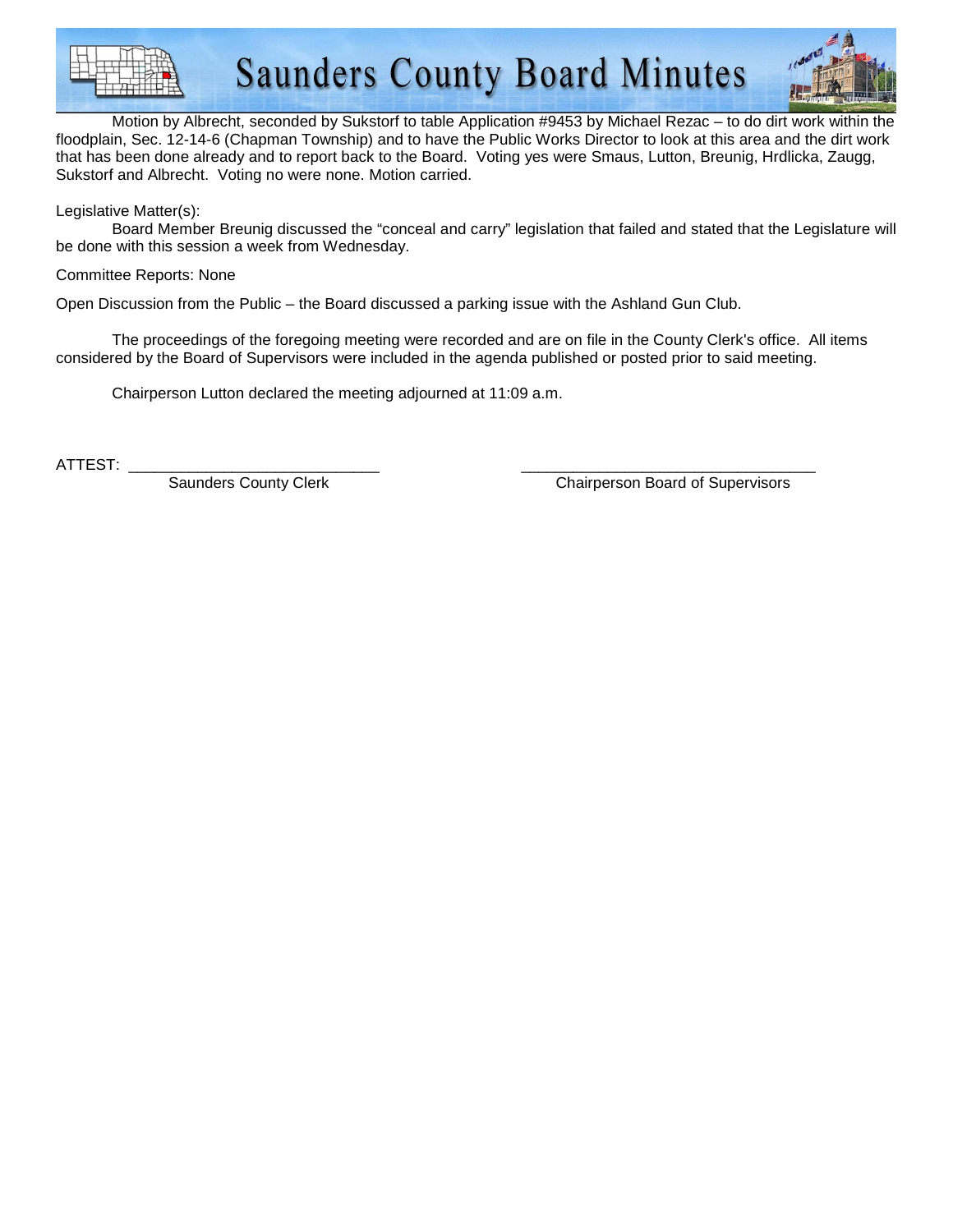Motion by Albrecht, seconded by Sukstorf to table Application #9453 by Michael Rezac – to do dirt work within the floodplain, Sec. 12-14-6 (Chapman Township) and to have the Public Works Director to look at this area and the dirt work that has been done already and to report back to the Board. Voting yes were Smaus, Lutton, Breunig, Hrdlicka, Zaugg, Sukstorf and Albrecht. Voting no were none. Motion carried.

Legislative Matter(s):

Board Member Breunig discussed the "conceal and carry" legislation that failed and stated that the Legislature will be done with this session a week from Wednesday.

Committee Reports: None

Open Discussion from the Public – the Board discussed a parking issue with the Ashland Gun Club.

The proceedings of the foregoing meeting were recorded and are on file in the County Clerk's office. All items considered by the Board of Supervisors were included in the agenda published or posted prior to said meeting.

Chairperson Lutton declared the meeting adjourned at 11:09 a.m.

ATTEST: ______________________________ ___________________________________

Saunders County Clerk Chairperson Board of Supervisors